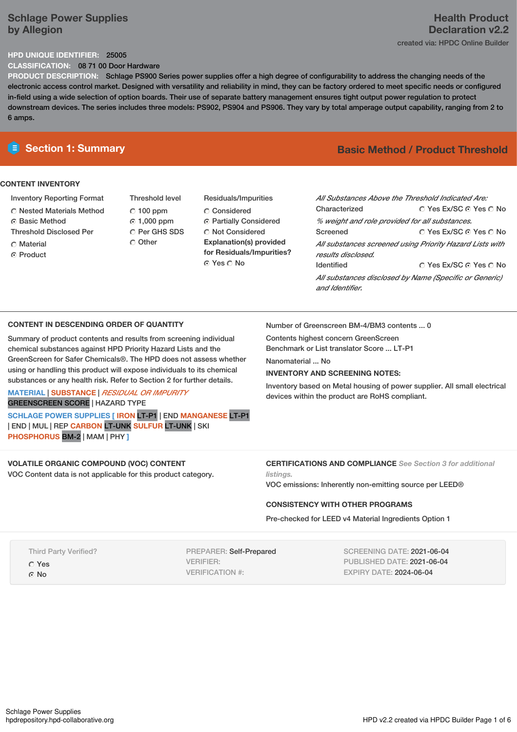# Schlage Power Supplies by Allegion

**Health Product Declaration v2.2**

created via: HPDC Online Builder

**HPD UNIQUE IDENTIFIER:** 25005

**CLASSIFICATION:** 08 71 00 Door Hardware

**PRODUCT DESCRIPTION:** Schlage PS900 Series power supplies offer a high degree of configurability to address the changing needs of the electronic access control market. Designed with versatility and reliability in mind, they can be factory ordered to meet specific needs or configured in-field using a wide selection of option boards. Their use of separate battery management ensures tight output power regulation to protect downstream devices. The series includes three models: PS902, PS904 and PS906. They vary by total amperage output capability, ranging from 2 to 6 amps.

## Section 1: Summary

**Basic Method / Product Threshold**

### CONTENT INVENTORY

Inventory Reporting Format
- ○ Nested Materials Method
- ● Basic Method

Threshold Disclosed Per
- ○ Material
- ● Product

Threshold level
- ○ 100 ppm
- ● 1,000 ppm
- ○ Per GHS SDS
- ○ Other

Residuals/Impurities
- ○ Considered
- ● Partially Considered
- ○ Not Considered

**Explanation(s) provided for Residuals/Impurities?**
● Yes ○ No

*All Substances Above the Threshold Indicated Are:*

Characterized ○ Yes Ex/SC ● Yes ○ No
*% weight and role provided for all substances.*

Screened ○ Yes Ex/SC ● Yes ○ No
*All substances screened using Priority Hazard Lists with results disclosed.*

Identified ○ Yes Ex/SC ● Yes ○ No
*All substances disclosed by Name (Specific or Generic) and Identifier.*

### CONTENT IN DESCENDING ORDER OF QUANTITY

Summary of product contents and results from screening individual chemical substances against HPD Priority Hazard Lists and the GreenScreen for Safer Chemicals®. The HPD does not assess whether using or handling this product will expose individuals to its chemical substances or any health risk. Refer to Section 2 for further details.

MATERIAL | SUBSTANCE | *RESIDUAL OR IMPURITY*
GREENSCREEN SCORE | HAZARD TYPE

SCHLAGE POWER SUPPLIES [ IRON LT-P1 | END MANGANESE LT-P1 | END | MUL | REP CARBON LT-UNK SULFUR LT-UNK | SKI PHOSPHORUS BM-2 | MAM | PHY ]

Number of Greenscreen BM-4/BM3 contents ... 0

Contents highest concern GreenScreen Benchmark or List translator Score ... LT-P1

Nanomaterial ... No

**INVENTORY AND SCREENING NOTES:**

Inventory based on Metal housing of power supplier. All small electrical devices within the product are RoHS compliant.

### VOLATILE ORGANIC COMPOUND (VOC) CONTENT

VOC Content data is not applicable for this product category.

### CERTIFICATIONS AND COMPLIANCE *See Section 3 for additional listings.*

VOC emissions: Inherently non-emitting source per LEED®

### CONSISTENCY WITH OTHER PROGRAMS

Pre-checked for LEED v4 Material Ingredients Option 1

Third Party Verified?
- ○ Yes
- ● No

PREPARER: Self-Prepared
VERIFIER:
VERIFICATION #:

SCREENING DATE: 2021-06-04
PUBLISHED DATE: 2021-06-04
EXPIRY DATE: 2024-06-04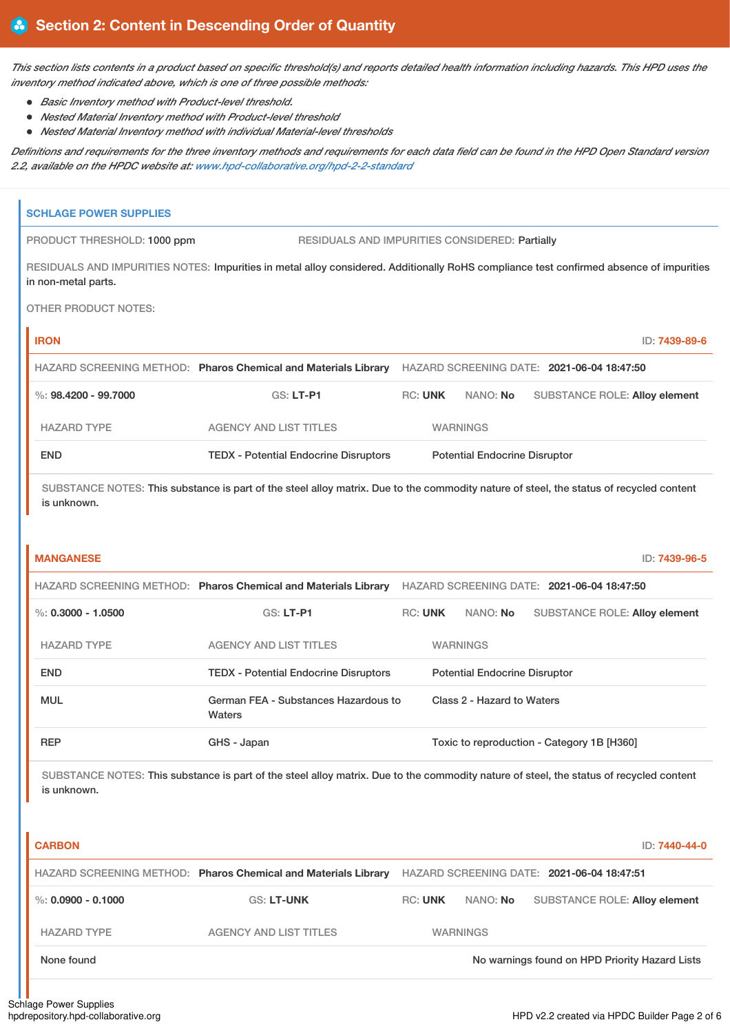## Section 2: Content in Descending Order of Quantity

*This section lists contents in a product based on specific threshold(s) and reports detailed health information including hazards. This HPD uses the inventory method indicated above, which is one of three possible methods:*

- *Basic Inventory method with Product-level threshold.*
- *Nested Material Inventory method with Product-level threshold*
- *Nested Material Inventory method with individual Material-level thresholds*

*Definitions and requirements for the three inventory methods and requirements for each data field can be found in the HPD Open Standard version 2.2, available on the HPDC website at: www.hpd-collaborative.org/hpd-2-2-standard*

### SCHLAGE POWER SUPPLIES

PRODUCT THRESHOLD: 1000 ppm

RESIDUALS AND IMPURITIES CONSIDERED: Partially

RESIDUALS AND IMPURITIES NOTES: Impurities in metal alloy considered. Additionally RoHS compliance test confirmed absence of impurities in non-metal parts.

OTHER PRODUCT NOTES:

#### IRON

ID: 7439-89-6

HAZARD SCREENING METHOD: Pharos Chemical and Materials Library

HAZARD SCREENING DATE: 2021-06-04 18:47:50

%: 98.4200 - 99.7000 | GS: LT-P1 | RC: UNK | NANO: No | SUBSTANCE ROLE: Alloy element

| HAZARD TYPE | AGENCY AND LIST TITLES | WARNINGS |
|---|---|---|
| END | TEDX - Potential Endocrine Disruptors | Potential Endocrine Disruptor |

SUBSTANCE NOTES: This substance is part of the steel alloy matrix. Due to the commodity nature of steel, the status of recycled content is unknown.

#### MANGANESE

ID: 7439-96-5

HAZARD SCREENING METHOD: Pharos Chemical and Materials Library

HAZARD SCREENING DATE: 2021-06-04 18:47:50

%: 0.3000 - 1.0500 | GS: LT-P1 | RC: UNK | NANO: No | SUBSTANCE ROLE: Alloy element

| HAZARD TYPE | AGENCY AND LIST TITLES | WARNINGS |
|---|---|---|
| END | TEDX - Potential Endocrine Disruptors | Potential Endocrine Disruptor |
| MUL | German FEA - Substances Hazardous to Waters | Class 2 - Hazard to Waters |
| REP | GHS - Japan | Toxic to reproduction - Category 1B [H360] |

SUBSTANCE NOTES: This substance is part of the steel alloy matrix. Due to the commodity nature of steel, the status of recycled content is unknown.

#### CARBON

ID: 7440-44-0

HAZARD SCREENING METHOD: Pharos Chemical and Materials Library

HAZARD SCREENING DATE: 2021-06-04 18:47:51

%: 0.0900 - 0.1000 | GS: LT-UNK | RC: UNK | NANO: No | SUBSTANCE ROLE: Alloy element

| HAZARD TYPE | AGENCY AND LIST TITLES | WARNINGS |
|---|---|---|
| None found | | No warnings found on HPD Priority Hazard Lists |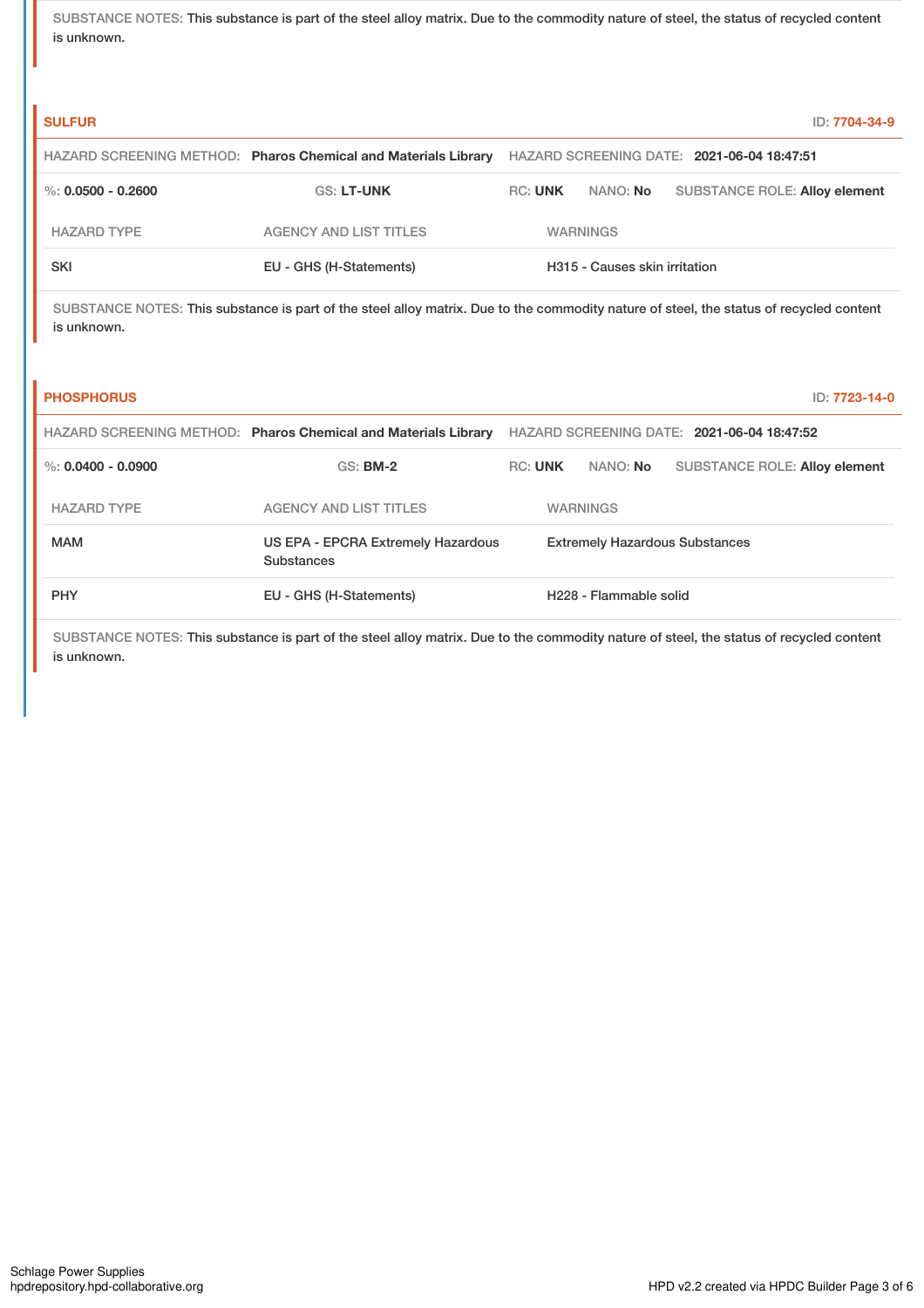SUBSTANCE NOTES: This substance is part of the steel alloy matrix. Due to the commodity nature of steel, the status of recycled content is unknown.

### SULFUR

ID: 7704-34-9

HAZARD SCREENING METHOD: **Pharos Chemical and Materials Library** HAZARD SCREENING DATE: **2021-06-04 18:47:51**

%: **0.0500 - 0.2600** GS: **LT-UNK** RC: **UNK** NANO: **No** SUBSTANCE ROLE: **Alloy element**

| HAZARD TYPE | AGENCY AND LIST TITLES | WARNINGS |
|---|---|---|
| SKI | EU - GHS (H-Statements) | H315 - Causes skin irritation |

SUBSTANCE NOTES: This substance is part of the steel alloy matrix. Due to the commodity nature of steel, the status of recycled content is unknown.

### PHOSPHORUS

ID: 7723-14-0

HAZARD SCREENING METHOD: **Pharos Chemical and Materials Library** HAZARD SCREENING DATE: **2021-06-04 18:47:52**

%: **0.0400 - 0.0900** GS: **BM-2** RC: **UNK** NANO: **No** SUBSTANCE ROLE: **Alloy element**

| HAZARD TYPE | AGENCY AND LIST TITLES | WARNINGS |
|---|---|---|
| MAM | US EPA - EPCRA Extremely Hazardous Substances | Extremely Hazardous Substances |
| PHY | EU - GHS (H-Statements) | H228 - Flammable solid |

SUBSTANCE NOTES: This substance is part of the steel alloy matrix. Due to the commodity nature of steel, the status of recycled content is unknown.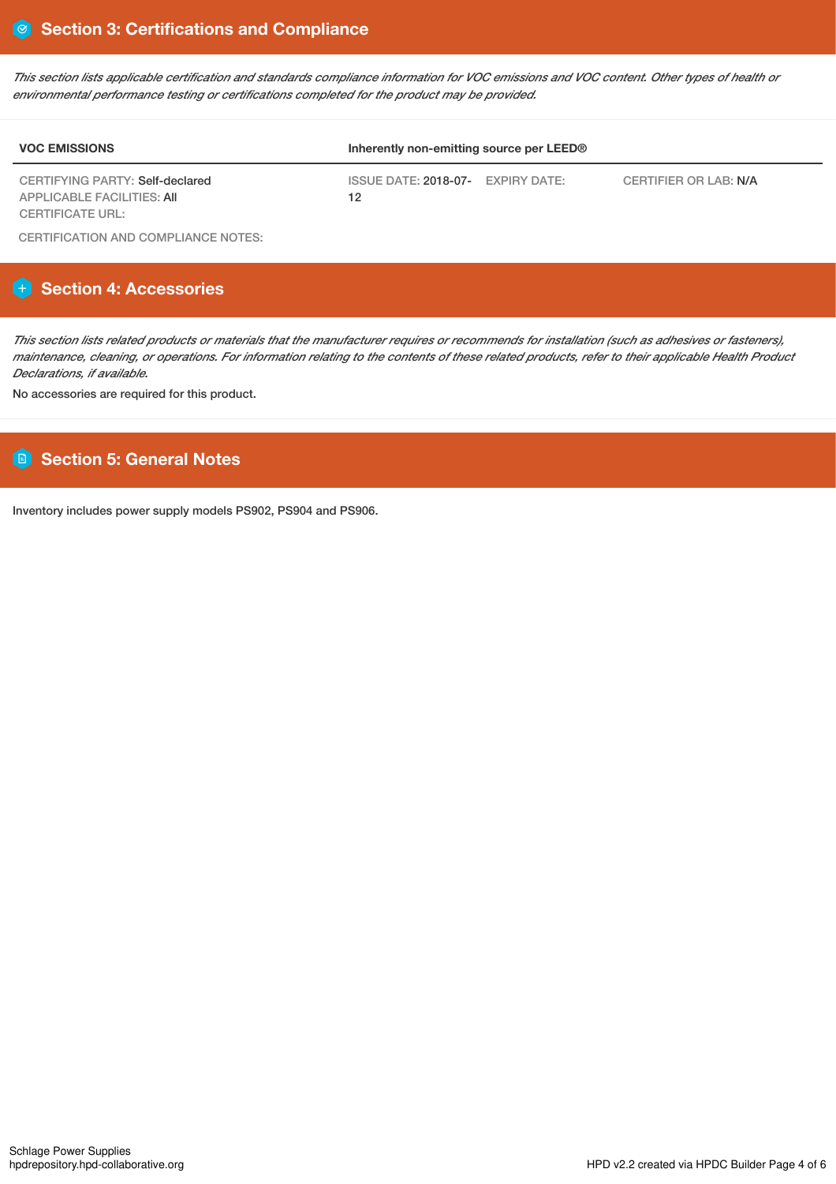## Section 3: Certifications and Compliance

*This section lists applicable certification and standards compliance information for VOC emissions and VOC content. Other types of health or environmental performance testing or certifications completed for the product may be provided.*

| VOC EMISSIONS | Inherently non-emitting source per LEED® | | |
|---|---|---|---|
| CERTIFYING PARTY: Self-declared<br>APPLICABLE FACILITIES: All<br>CERTIFICATE URL: | ISSUE DATE: 2018-07-12 | EXPIRY DATE: | CERTIFIER OR LAB: N/A |

CERTIFICATION AND COMPLIANCE NOTES:

## Section 4: Accessories

*This section lists related products or materials that the manufacturer requires or recommends for installation (such as adhesives or fasteners), maintenance, cleaning, or operations. For information relating to the contents of these related products, refer to their applicable Health Product Declarations, if available.*

No accessories are required for this product.

## Section 5: General Notes

Inventory includes power supply models PS902, PS904 and PS906.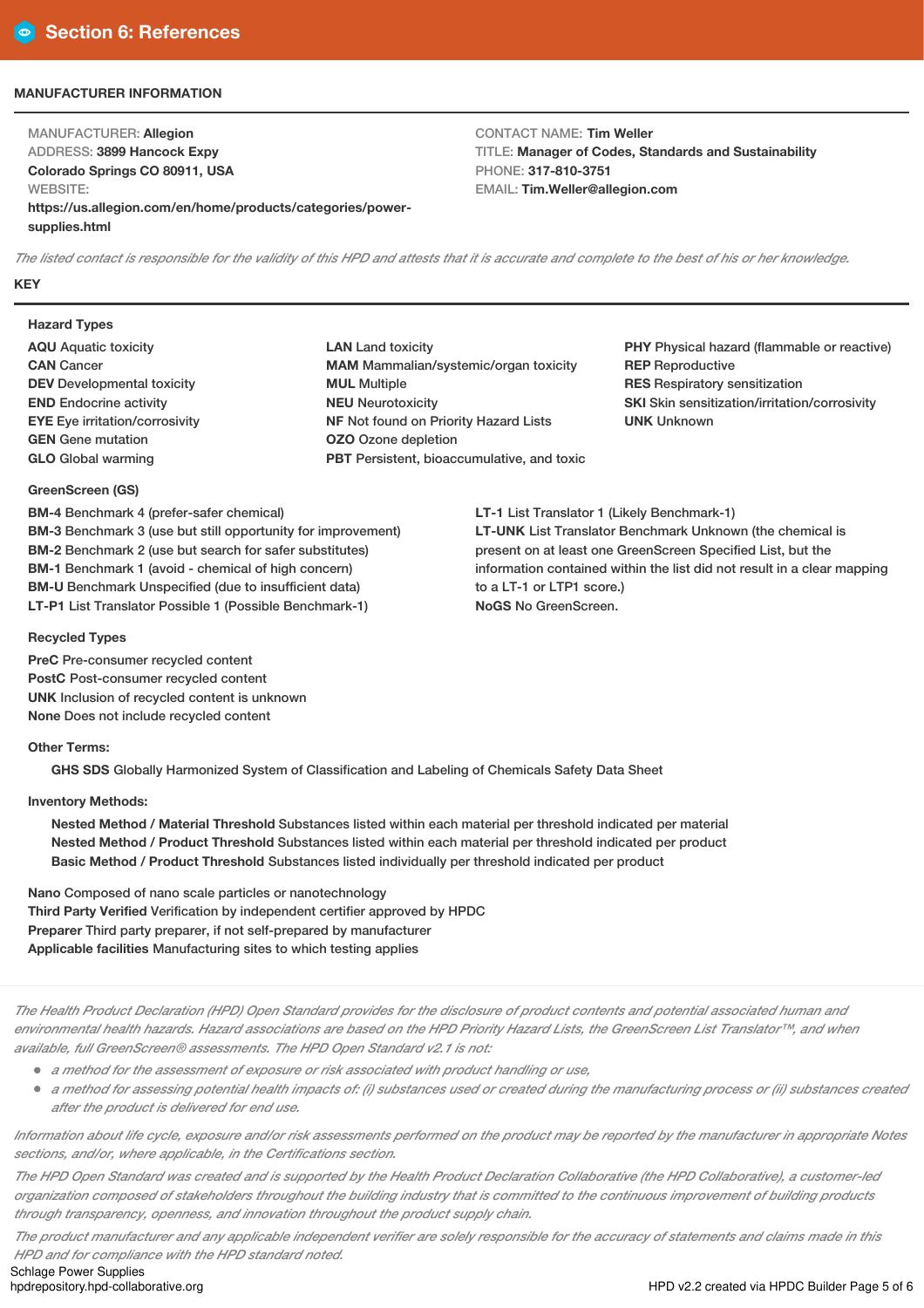# Section 6: References

## MANUFACTURER INFORMATION

MANUFACTURER: **Allegion**
ADDRESS: **3899 Hancock Expy**
**Colorado Springs CO 80911, USA**
WEBSITE:
**https://us.allegion.com/en/home/products/categories/power-supplies.html**

CONTACT NAME: **Tim Weller**
TITLE: **Manager of Codes, Standards and Sustainability**
PHONE: **317-810-3751**
EMAIL: **Tim.Weller@allegion.com**

*The listed contact is responsible for the validity of this HPD and attests that it is accurate and complete to the best of his or her knowledge.*

## KEY

### Hazard Types

**AQU** Aquatic toxicity
**CAN** Cancer
**DEV** Developmental toxicity
**END** Endocrine activity
**EYE** Eye irritation/corrosivity
**GEN** Gene mutation
**GLO** Global warming
**LAN** Land toxicity
**MAM** Mammalian/systemic/organ toxicity
**MUL** Multiple
**NEU** Neurotoxicity
**NF** Not found on Priority Hazard Lists
**OZO** Ozone depletion
**PBT** Persistent, bioaccumulative, and toxic
**PHY** Physical hazard (flammable or reactive)
**REP** Reproductive
**RES** Respiratory sensitization
**SKI** Skin sensitization/irritation/corrosivity
**UNK** Unknown

### GreenScreen (GS)

**BM-4** Benchmark 4 (prefer-safer chemical)
**BM-3** Benchmark 3 (use but still opportunity for improvement)
**BM-2** Benchmark 2 (use but search for safer substitutes)
**BM-1** Benchmark 1 (avoid - chemical of high concern)
**BM-U** Benchmark Unspecified (due to insufficient data)
**LT-P1** List Translator Possible 1 (Possible Benchmark-1)
**LT-1** List Translator 1 (Likely Benchmark-1)
**LT-UNK** List Translator Benchmark Unknown (the chemical is present on at least one GreenScreen Specified List, but the information contained within the list did not result in a clear mapping to a LT-1 or LTP1 score.)
**NoGS** No GreenScreen.

### Recycled Types

**PreC** Pre-consumer recycled content
**PostC** Post-consumer recycled content
**UNK** Inclusion of recycled content is unknown
**None** Does not include recycled content

### Other Terms:

**GHS SDS** Globally Harmonized System of Classification and Labeling of Chemicals Safety Data Sheet

### Inventory Methods:

**Nested Method / Material Threshold** Substances listed within each material per threshold indicated per material
**Nested Method / Product Threshold** Substances listed within each material per threshold indicated per product
**Basic Method / Product Threshold** Substances listed individually per threshold indicated per product

**Nano** Composed of nano scale particles or nanotechnology
**Third Party Verified** Verification by independent certifier approved by HPDC
**Preparer** Third party preparer, if not self-prepared by manufacturer
**Applicable facilities** Manufacturing sites to which testing applies

*The Health Product Declaration (HPD) Open Standard provides for the disclosure of product contents and potential associated human and environmental health hazards. Hazard associations are based on the HPD Priority Hazard Lists, the GreenScreen List Translator™, and when available, full GreenScreen® assessments. The HPD Open Standard v2.1 is not:*

- *a method for the assessment of exposure or risk associated with product handling or use,*
- *a method for assessing potential health impacts of: (i) substances used or created during the manufacturing process or (ii) substances created after the product is delivered for end use.*

*Information about life cycle, exposure and/or risk assessments performed on the product may be reported by the manufacturer in appropriate Notes sections, and/or, where applicable, in the Certifications section.*

*The HPD Open Standard was created and is supported by the Health Product Declaration Collaborative (the HPD Collaborative), a customer-led organization composed of stakeholders throughout the building industry that is committed to the continuous improvement of building products through transparency, openness, and innovation throughout the product supply chain.*

*The product manufacturer and any applicable independent verifier are solely responsible for the accuracy of statements and claims made in this HPD and for compliance with the HPD standard noted.*